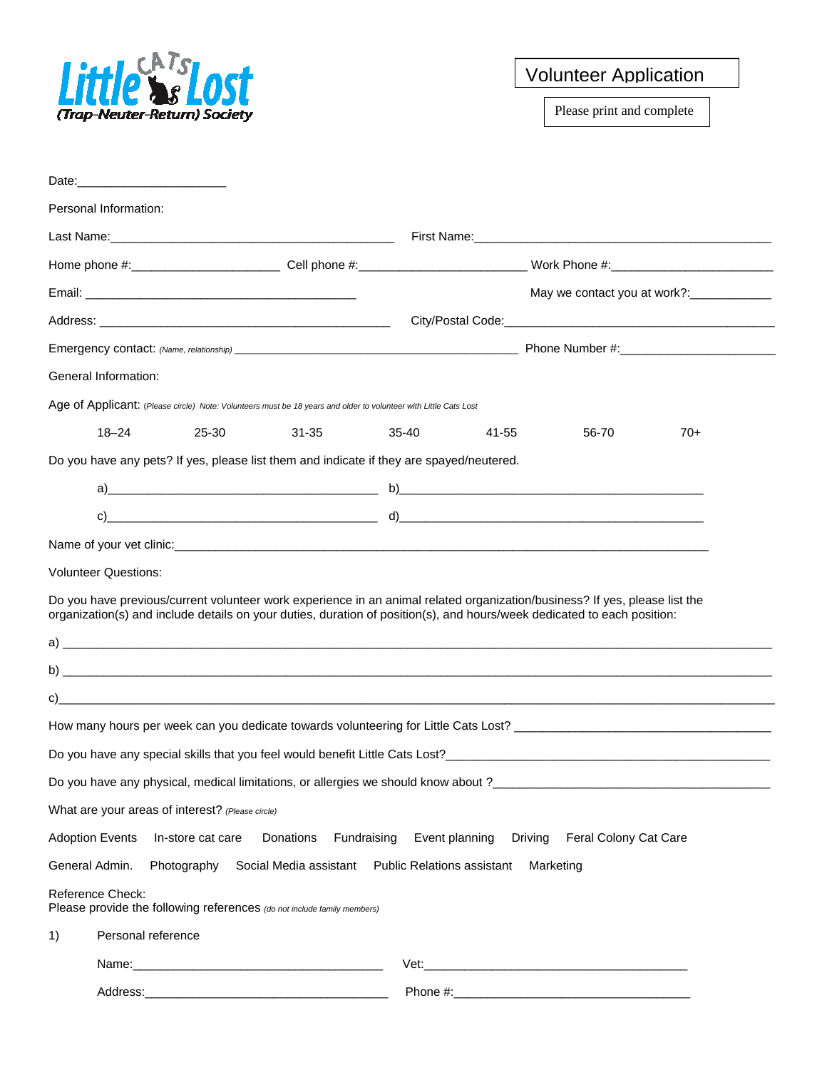Little CATS Lost
(Trap-Neuter-Return) Society

# Volunteer Application

Please print and complete

Date:______________________

Personal Information:

Last Name:__________________________________________ First Name:____________________________________________

Home phone #:_____________________ Cell phone #:________________________ Work Phone #:________________________

Email: ________________________________________ May we contact you at work?:____________

Address: ___________________________________________ City/Postal Code:_________________________________________

Emergency contact: *(Name, relationship)* ____________________________________________ Phone Number #:______________________

General Information:

Age of Applicant: *(Please circle) Note: Volunteers must be 18 years and older to volunteer with Little Cats Lost*

18–24    25-30    31-35    35-40    41-55    56-70    70+

Do you have any pets? If yes, please list them and indicate if they are spayed/neutered.

a)_______________________________________ b)_____________________________________________

c)_______________________________________ d)_____________________________________________

Name of your vet clinic:_______________________________________________________________________________

Volunteer Questions:

Do you have previous/current volunteer work experience in an animal related organization/business? If yes, please list the organization(s) and include details on your duties, duration of position(s), and hours/week dedicated to each position:

a) ___________________________________________________________________________________________________

b) ___________________________________________________________________________________________________

c)___________________________________________________________________________________________________

How many hours per week can you dedicate towards volunteering for Little Cats Lost? ______________________________________

Do you have any special skills that you feel would benefit Little Cats Lost?__________________________________________________

Do you have any physical, medical limitations, or allergies we should know about ?__________________________________________

What are your areas of interest? *(Please circle)*

Adoption Events    In-store cat care    Donations    Fundraising    Event planning    Driving    Feral Colony Cat Care

General Admin.    Photography    Social Media assistant    Public Relations assistant    Marketing

Reference Check:
Please provide the following references *(do not include family members)*

1) Personal reference

Name:_____________________________________ Vet:_______________________________________

Address:___________________________________ Phone #:___________________________________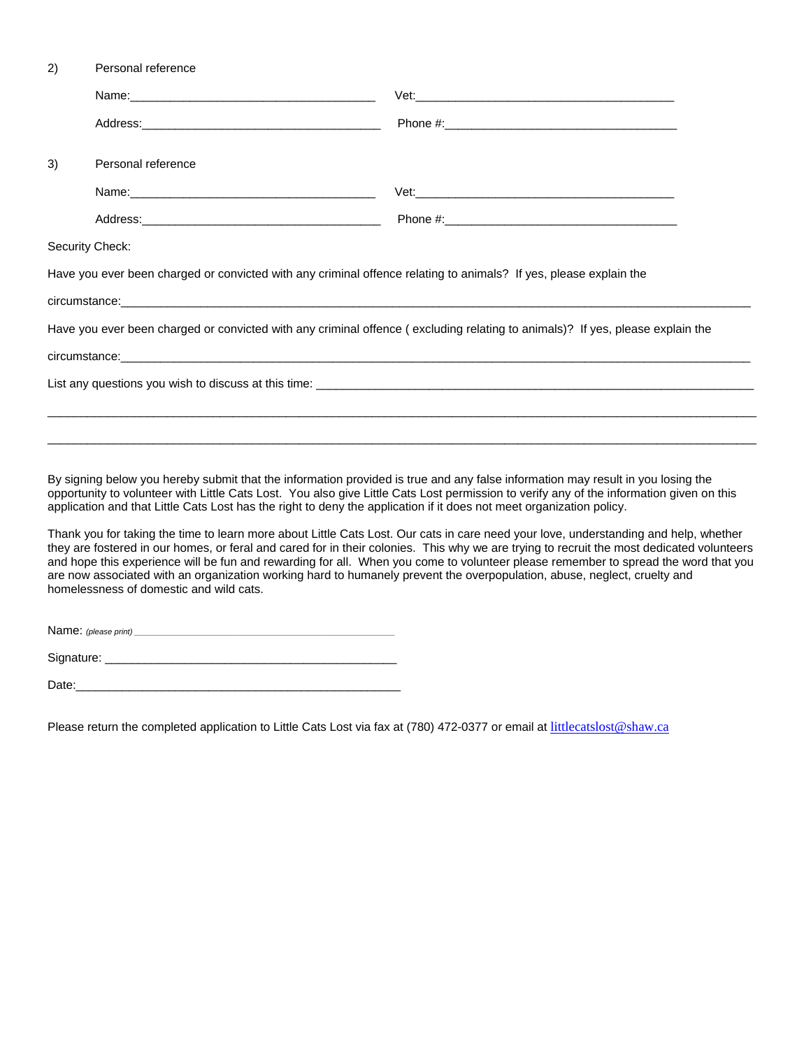2) Personal reference

Name:_____________________________________ Vet:_______________________________________

Address:____________________________________ Phone #:___________________________________

3) Personal reference

Name:_____________________________________ Vet:_______________________________________

Address:____________________________________ Phone #:___________________________________

Security Check:

Have you ever been charged or convicted with any criminal offence relating to animals? If yes, please explain the

circumstance:______________________________________________________________________________________________

Have you ever been charged or convicted with any criminal offence ( excluding relating to animals)? If yes, please explain the

circumstance:______________________________________________________________________________________________

List any questions you wish to discuss at this time: ___________________________________________________________________

_____________________________________________________________________________________________________________

_____________________________________________________________________________________________________________

By signing below you hereby submit that the information provided is true and any false information may result in you losing the opportunity to volunteer with Little Cats Lost. You also give Little Cats Lost permission to verify any of the information given on this application and that Little Cats Lost has the right to deny the application if it does not meet organization policy.

Thank you for taking the time to learn more about Little Cats Lost. Our cats in care need your love, understanding and help, whether they are fostered in our homes, or feral and cared for in their colonies. This why we are trying to recruit the most dedicated volunteers and hope this experience will be fun and rewarding for all. When you come to volunteer please remember to spread the word that you are now associated with an organization working hard to humanely prevent the overpopulation, abuse, neglect, cruelty and homelessness of domestic and wild cats.

Name: *(please print)* ___________________________________________

Signature: ____________________________________________

Date:________________________________________________

Please return the completed application to Little Cats Lost via fax at (780) 472-0377 or email at littlecatslost@shaw.ca